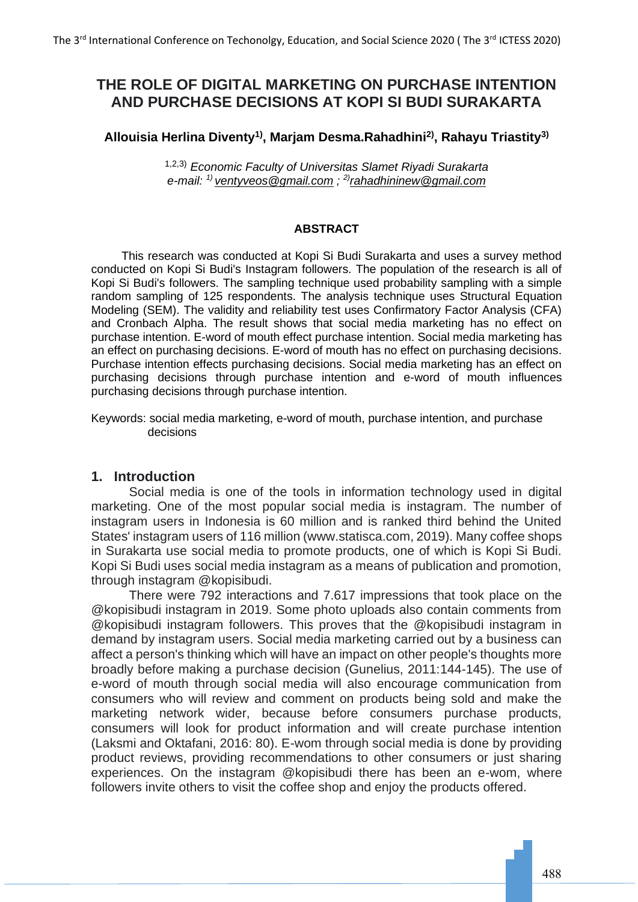# THE ROLE OF DIGITAL MARKETING ON PURCHASE INTENTION AND PURCHASE DECISIONS AT KOPI SI BUDI SURAKARTA

**Allouisia Herlina Diventy[1)], Marjam Desma.Rahadhini[2)], Rahayu Triastity[3)]**

[1,2,3)] *Economic Faculty of Universitas Slamet Riyadi Surakarta*
*e-mail: [1)] ventyveos@gmail.com ; [2)]rahadhininew@gmail.com*

## ABSTRACT

This research was conducted at Kopi Si Budi Surakarta and uses a survey method conducted on Kopi Si Budi's Instagram followers. The population of the research is all of Kopi Si Budi's followers. The sampling technique used probability sampling with a simple random sampling of 125 respondents. The analysis technique uses Structural Equation Modeling (SEM). The validity and reliability test uses Confirmatory Factor Analysis (CFA) and Cronbach Alpha. The result shows that social media marketing has no effect on purchase intention. E-word of mouth effect purchase intention. Social media marketing has an effect on purchasing decisions. E-word of mouth has no effect on purchasing decisions. Purchase intention effects purchasing decisions. Social media marketing has an effect on purchasing decisions through purchase intention and e-word of mouth influences purchasing decisions through purchase intention.

Keywords: social media marketing, e-word of mouth, purchase intention, and purchase decisions

## 1. Introduction

Social media is one of the tools in information technology used in digital marketing. One of the most popular social media is instagram. The number of instagram users in Indonesia is 60 million and is ranked third behind the United States' instagram users of 116 million (www.statisca.com, 2019). Many coffee shops in Surakarta use social media to promote products, one of which is Kopi Si Budi. Kopi Si Budi uses social media instagram as a means of publication and promotion, through instagram @kopisibudi.

There were 792 interactions and 7.617 impressions that took place on the @kopisibudi instagram in 2019. Some photo uploads also contain comments from @kopisibudi instagram followers. This proves that the @kopisibudi instagram in demand by instagram users. Social media marketing carried out by a business can affect a person's thinking which will have an impact on other people's thoughts more broadly before making a purchase decision (Gunelius, 2011:144-145). The use of e-word of mouth through social media will also encourage communication from consumers who will review and comment on products being sold and make the marketing network wider, because before consumers purchase products, consumers will look for product information and will create purchase intention (Laksmi and Oktafani, 2016: 80). E-wom through social media is done by providing product reviews, providing recommendations to other consumers or just sharing experiences. On the instagram @kopisibudi there has been an e-wom, where followers invite others to visit the coffee shop and enjoy the products offered.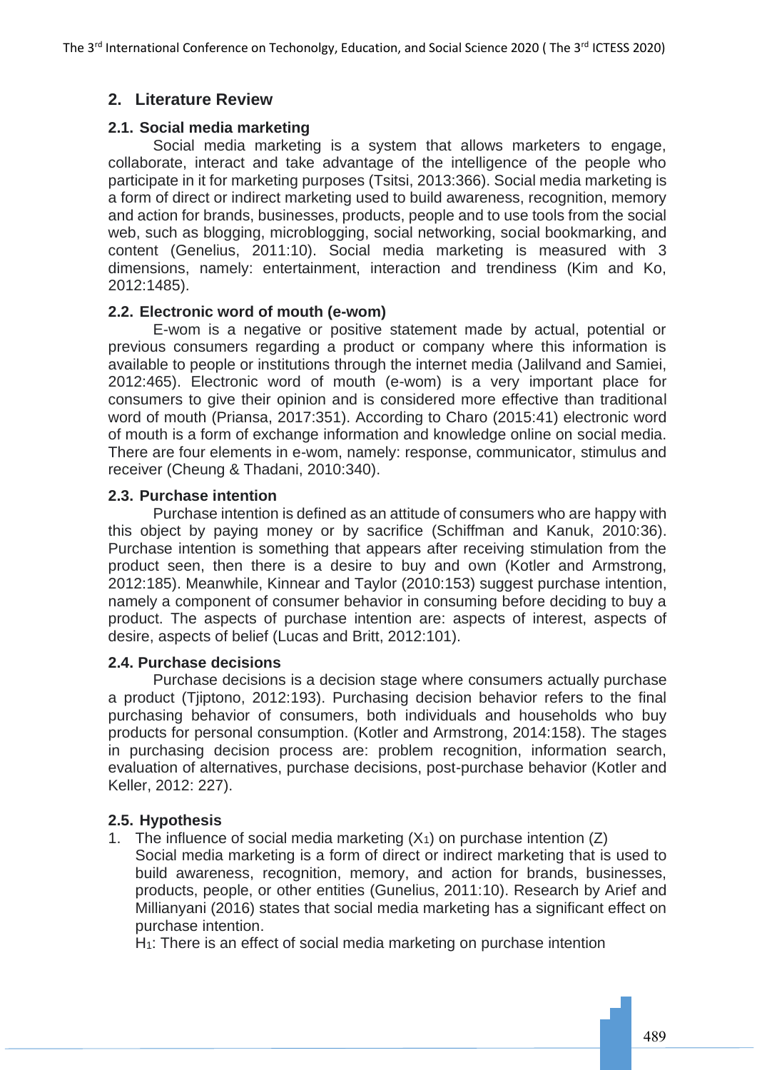## 2. Literature Review

### 2.1. Social media marketing

Social media marketing is a system that allows marketers to engage, collaborate, interact and take advantage of the intelligence of the people who participate in it for marketing purposes (Tsitsi, 2013:366). Social media marketing is a form of direct or indirect marketing used to build awareness, recognition, memory and action for brands, businesses, products, people and to use tools from the social web, such as blogging, microblogging, social networking, social bookmarking, and content (Genelius, 2011:10). Social media marketing is measured with 3 dimensions, namely: entertainment, interaction and trendiness (Kim and Ko, 2012:1485).

### 2.2. Electronic word of mouth (e-wom)

E-wom is a negative or positive statement made by actual, potential or previous consumers regarding a product or company where this information is available to people or institutions through the internet media (Jalilvand and Samiei, 2012:465). Electronic word of mouth (e-wom) is a very important place for consumers to give their opinion and is considered more effective than traditional word of mouth (Priansa, 2017:351). According to Charo (2015:41) electronic word of mouth is a form of exchange information and knowledge online on social media. There are four elements in e-wom, namely: response, communicator, stimulus and receiver (Cheung & Thadani, 2010:340).

### 2.3. Purchase intention

Purchase intention is defined as an attitude of consumers who are happy with this object by paying money or by sacrifice (Schiffman and Kanuk, 2010:36). Purchase intention is something that appears after receiving stimulation from the product seen, then there is a desire to buy and own (Kotler and Armstrong, 2012:185). Meanwhile, Kinnear and Taylor (2010:153) suggest purchase intention, namely a component of consumer behavior in consuming before deciding to buy a product. The aspects of purchase intention are: aspects of interest, aspects of desire, aspects of belief (Lucas and Britt, 2012:101).

### 2.4. Purchase decisions

Purchase decisions is a decision stage where consumers actually purchase a product (Tjiptono, 2012:193). Purchasing decision behavior refers to the final purchasing behavior of consumers, both individuals and households who buy products for personal consumption. (Kotler and Armstrong, 2014:158). The stages in purchasing decision process are: problem recognition, information search, evaluation of alternatives, purchase decisions, post-purchase behavior (Kotler and Keller, 2012: 227).

### 2.5. Hypothesis

1. The influence of social media marketing ($X_1$) on purchase intention (Z)
   Social media marketing is a form of direct or indirect marketing that is used to build awareness, recognition, memory, and action for brands, businesses, products, people, or other entities (Gunelius, 2011:10). Research by Arief and Millianyani (2016) states that social media marketing has a significant effect on purchase intention.
   $H_1$: There is an effect of social media marketing on purchase intention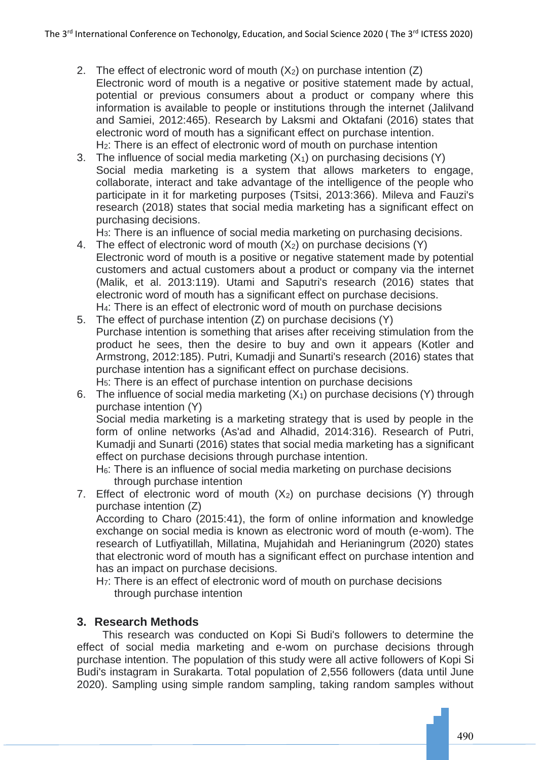2. The effect of electronic word of mouth ($X_2$) on purchase intention (Z)
   Electronic word of mouth is a negative or positive statement made by actual, potential or previous consumers about a product or company where this information is available to people or institutions through the internet (Jalilvand and Samiei, 2012:465). Research by Laksmi and Oktafani (2016) states that electronic word of mouth has a significant effect on purchase intention.
   $H_2$: There is an effect of electronic word of mouth on purchase intention
3. The influence of social media marketing ($X_1$) on purchasing decisions (Y)
   Social media marketing is a system that allows marketers to engage, collaborate, interact and take advantage of the intelligence of the people who participate in it for marketing purposes (Tsitsi, 2013:366). Mileva and Fauzi's research (2018) states that social media marketing has a significant effect on purchasing decisions.
   $H_3$: There is an influence of social media marketing on purchasing decisions.
4. The effect of electronic word of mouth ($X_2$) on purchase decisions (Y)
   Electronic word of mouth is a positive or negative statement made by potential customers and actual customers about a product or company via the internet (Malik, et al. 2013:119). Utami and Saputri's research (2016) states that electronic word of mouth has a significant effect on purchase decisions.
   $H_4$: There is an effect of electronic word of mouth on purchase decisions
5. The effect of purchase intention (Z) on purchase decisions (Y)
   Purchase intention is something that arises after receiving stimulation from the product he sees, then the desire to buy and own it appears (Kotler and Armstrong, 2012:185). Putri, Kumadji and Sunarti's research (2016) states that purchase intention has a significant effect on purchase decisions.
   $H_5$: There is an effect of purchase intention on purchase decisions
6. The influence of social media marketing ($X_1$) on purchase decisions (Y) through purchase intention (Y)
   Social media marketing is a marketing strategy that is used by people in the form of online networks (As'ad and Alhadid, 2014:316). Research of Putri, Kumadji and Sunarti (2016) states that social media marketing has a significant effect on purchase decisions through purchase intention.
   $H_6$: There is an influence of social media marketing on purchase decisions through purchase intention
7. Effect of electronic word of mouth ($X_2$) on purchase decisions (Y) through purchase intention (Z)
   According to Charo (2015:41), the form of online information and knowledge exchange on social media is known as electronic word of mouth (e-wom). The research of Lutfiyatillah, Millatina, Mujahidah and Herianingrum (2020) states that electronic word of mouth has a significant effect on purchase intention and has an impact on purchase decisions.
   $H_7$: There is an effect of electronic word of mouth on purchase decisions through purchase intention

## 3. Research Methods

This research was conducted on Kopi Si Budi's followers to determine the effect of social media marketing and e-wom on purchase decisions through purchase intention. The population of this study were all active followers of Kopi Si Budi's instagram in Surakarta. Total population of 2,556 followers (data until June 2020). Sampling using simple random sampling, taking random samples without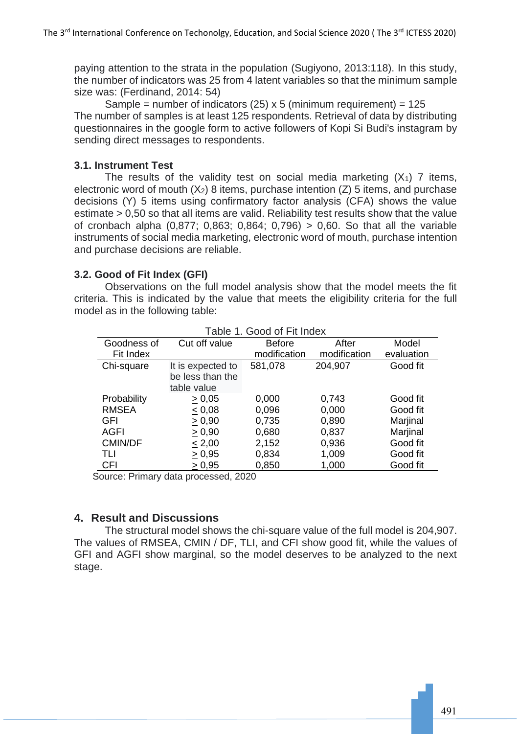paying attention to the strata in the population (Sugiyono, 2013:118). In this study, the number of indicators was 25 from 4 latent variables so that the minimum sample size was: (Ferdinand, 2014: 54)

Sample = number of indicators (25) x 5 (minimum requirement) = 125

The number of samples is at least 125 respondents. Retrieval of data by distributing questionnaires in the google form to active followers of Kopi Si Budi's instagram by sending direct messages to respondents.

### 3.1. Instrument Test

The results of the validity test on social media marketing ($X_1$) 7 items, electronic word of mouth ($X_2$) 8 items, purchase intention (Z) 5 items, and purchase decisions (Y) 5 items using confirmatory factor analysis (CFA) shows the value estimate > 0,50 so that all items are valid. Reliability test results show that the value of cronbach alpha (0,877; 0,863; 0,864; 0,796) > 0,60. So that all the variable instruments of social media marketing, electronic word of mouth, purchase intention and purchase decisions are reliable.

### 3.2. Good of Fit Index (GFI)

Observations on the full model analysis show that the model meets the fit criteria. This is indicated by the value that meets the eligibility criteria for the full model as in the following table:

Table 1. Good of Fit Index

| Goodness of Fit Index | Cut off value | Before modification | After modification | Model evaluation |
|---|---|---|---|---|
| Chi-square | It is expected to be less than the table value | 581,078 | 204,907 | Good fit |
| Probability | ≥ 0,05 | 0,000 | 0,743 | Good fit |
| RMSEA | ≤ 0,08 | 0,096 | 0,000 | Good fit |
| GFI | ≥ 0,90 | 0,735 | 0,890 | Marjinal |
| AGFI | ≥ 0,90 | 0,680 | 0,837 | Marjinal |
| CMIN/DF | ≤ 2,00 | 2,152 | 0,936 | Good fit |
| TLI | ≥ 0,95 | 0,834 | 1,009 | Good fit |
| CFI | ≥ 0,95 | 0,850 | 1,000 | Good fit |

Source: Primary data processed, 2020

## 4. Result and Discussions

The structural model shows the chi-square value of the full model is 204,907. The values of RMSEA, CMIN / DF, TLI, and CFI show good fit, while the values of GFI and AGFI show marginal, so the model deserves to be analyzed to the next stage.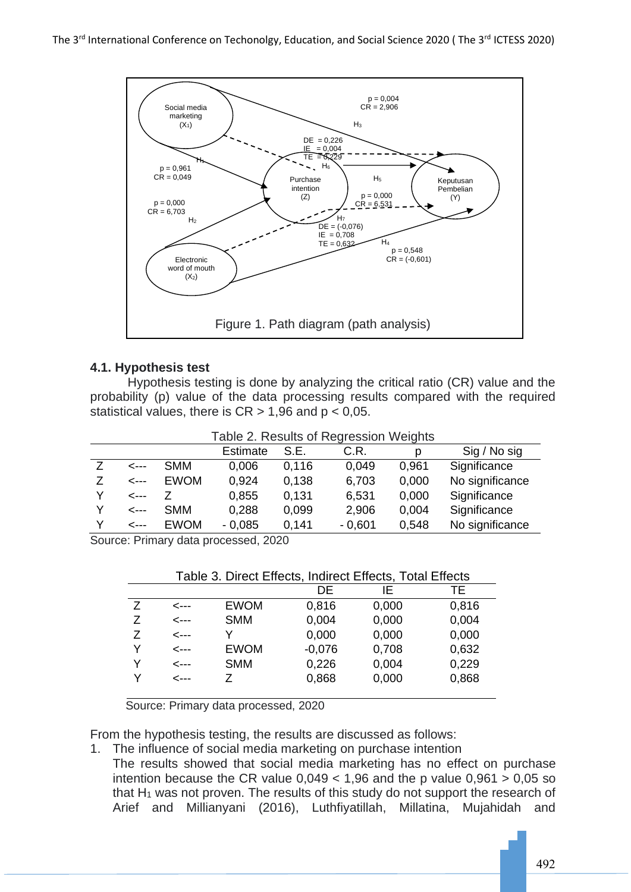Figure 1. Path diagram (path analysis)

### 4.1. Hypothesis test

Hypothesis testing is done by analyzing the critical ratio (CR) value and the probability (p) value of the data processing results compared with the required statistical values, there is CR > 1,96 and p < 0,05.

Table 2. Results of Regression Weights

| | | | Estimate | S.E. | C.R. | p | Sig / No sig |
|---|---|---|---|---|---|---|---|
| Z | <--- | SMM | 0,006 | 0,116 | 0,049 | 0,961 | Significance |
| Z | <--- | EWOM | 0,924 | 0,138 | 6,703 | 0,000 | No significance |
| Y | <--- | Z | 0,855 | 0,131 | 6,531 | 0,000 | Significance |
| Y | <--- | SMM | 0,288 | 0,099 | 2,906 | 0,004 | Significance |
| Y | <--- | EWOM | - 0,085 | 0,141 | - 0,601 | 0,548 | No significance |

Source: Primary data processed, 2020

Table 3. Direct Effects, Indirect Effects, Total Effects

| | | | DE | IE | TE |
|---|---|---|---|---|---|
| Z | <--- | EWOM | 0,816 | 0,000 | 0,816 |
| Z | <--- | SMM | 0,004 | 0,000 | 0,004 |
| Z | <--- | Y | 0,000 | 0,000 | 0,000 |
| Y | <--- | EWOM | -0,076 | 0,708 | 0,632 |
| Y | <--- | SMM | 0,226 | 0,004 | 0,229 |
| Y | <--- | Z | 0,868 | 0,000 | 0,868 |

Source: Primary data processed, 2020

From the hypothesis testing, the results are discussed as follows:

1. The influence of social media marketing on purchase intention
   The results showed that social media marketing has no effect on purchase intention because the CR value 0,049 < 1,96 and the p value 0,961 > 0,05 so that $H_1$ was not proven. The results of this study do not support the research of Arief and Millianyani (2016), Luthfiyatillah, Millatina, Mujahidah and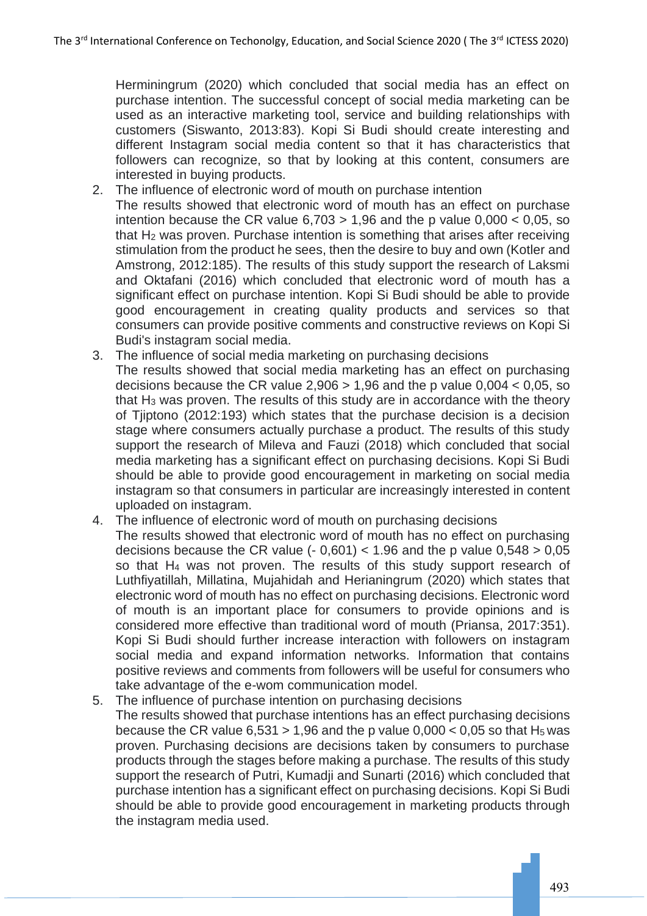Herminingrum (2020) which concluded that social media has an effect on purchase intention. The successful concept of social media marketing can be used as an interactive marketing tool, service and building relationships with customers (Siswanto, 2013:83). Kopi Si Budi should create interesting and different Instagram social media content so that it has characteristics that followers can recognize, so that by looking at this content, consumers are interested in buying products.

2. The influence of electronic word of mouth on purchase intention
   The results showed that electronic word of mouth has an effect on purchase intention because the CR value 6,703 > 1,96 and the p value 0,000 < 0,05, so that $H_2$ was proven. Purchase intention is something that arises after receiving stimulation from the product he sees, then the desire to buy and own (Kotler and Amstrong, 2012:185). The results of this study support the research of Laksmi and Oktafani (2016) which concluded that electronic word of mouth has a significant effect on purchase intention. Kopi Si Budi should be able to provide good encouragement in creating quality products and services so that consumers can provide positive comments and constructive reviews on Kopi Si Budi's instagram social media.
3. The influence of social media marketing on purchasing decisions
   The results showed that social media marketing has an effect on purchasing decisions because the CR value 2,906 > 1,96 and the p value 0,004 < 0,05, so that $H_3$ was proven. The results of this study are in accordance with the theory of Tjiptono (2012:193) which states that the purchase decision is a decision stage where consumers actually purchase a product. The results of this study support the research of Mileva and Fauzi (2018) which concluded that social media marketing has a significant effect on purchasing decisions. Kopi Si Budi should be able to provide good encouragement in marketing on social media instagram so that consumers in particular are increasingly interested in content uploaded on instagram.
4. The influence of electronic word of mouth on purchasing decisions
   The results showed that electronic word of mouth has no effect on purchasing decisions because the CR value (- 0,601) < 1.96 and the p value 0,548 > 0,05 so that $H_4$ was not proven. The results of this study support research of Luthfiyatillah, Millatina, Mujahidah and Herianingrum (2020) which states that electronic word of mouth has no effect on purchasing decisions. Electronic word of mouth is an important place for consumers to provide opinions and is considered more effective than traditional word of mouth (Priansa, 2017:351). Kopi Si Budi should further increase interaction with followers on instagram social media and expand information networks. Information that contains positive reviews and comments from followers will be useful for consumers who take advantage of the e-wom communication model.
5. The influence of purchase intention on purchasing decisions
   The results showed that purchase intentions has an effect purchasing decisions because the CR value 6,531 > 1,96 and the p value 0,000 < 0,05 so that $H_5$ was proven. Purchasing decisions are decisions taken by consumers to purchase products through the stages before making a purchase. The results of this study support the research of Putri, Kumadji and Sunarti (2016) which concluded that purchase intention has a significant effect on purchasing decisions. Kopi Si Budi should be able to provide good encouragement in marketing products through the instagram media used.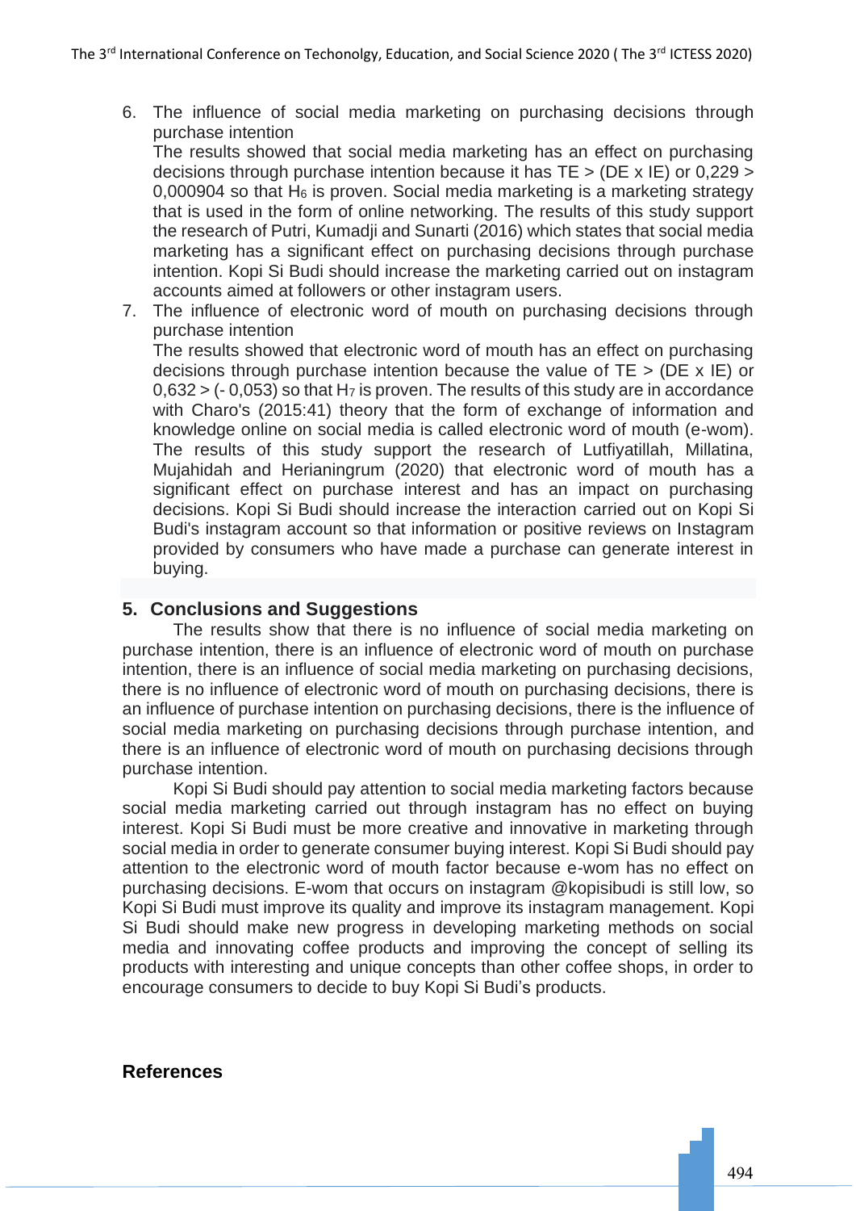6. The influence of social media marketing on purchasing decisions through purchase intention
   The results showed that social media marketing has an effect on purchasing decisions through purchase intention because it has TE > (DE x IE) or 0,229 > 0,000904 so that $H_6$ is proven. Social media marketing is a marketing strategy that is used in the form of online networking. The results of this study support the research of Putri, Kumadji and Sunarti (2016) which states that social media marketing has a significant effect on purchasing decisions through purchase intention. Kopi Si Budi should increase the marketing carried out on instagram accounts aimed at followers or other instagram users.
7. The influence of electronic word of mouth on purchasing decisions through purchase intention
   The results showed that electronic word of mouth has an effect on purchasing decisions through purchase intention because the value of TE > (DE x IE) or 0,632 > (- 0,053) so that $H_7$ is proven. The results of this study are in accordance with Charo's (2015:41) theory that the form of exchange of information and knowledge online on social media is called electronic word of mouth (e-wom). The results of this study support the research of Lutfiyatillah, Millatina, Mujahidah and Herianingrum (2020) that electronic word of mouth has a significant effect on purchase interest and has an impact on purchasing decisions. Kopi Si Budi should increase the interaction carried out on Kopi Si Budi's instagram account so that information or positive reviews on Instagram provided by consumers who have made a purchase can generate interest in buying.

## 5. Conclusions and Suggestions

The results show that there is no influence of social media marketing on purchase intention, there is an influence of electronic word of mouth on purchase intention, there is an influence of social media marketing on purchasing decisions, there is no influence of electronic word of mouth on purchasing decisions, there is an influence of purchase intention on purchasing decisions, there is the influence of social media marketing on purchasing decisions through purchase intention, and there is an influence of electronic word of mouth on purchasing decisions through purchase intention.

Kopi Si Budi should pay attention to social media marketing factors because social media marketing carried out through instagram has no effect on buying interest. Kopi Si Budi must be more creative and innovative in marketing through social media in order to generate consumer buying interest. Kopi Si Budi should pay attention to the electronic word of mouth factor because e-wom has no effect on purchasing decisions. E-wom that occurs on instagram @kopisibudi is still low, so Kopi Si Budi must improve its quality and improve its instagram management. Kopi Si Budi should make new progress in developing marketing methods on social media and innovating coffee products and improving the concept of selling its products with interesting and unique concepts than other coffee shops, in order to encourage consumers to decide to buy Kopi Si Budi's products.

## References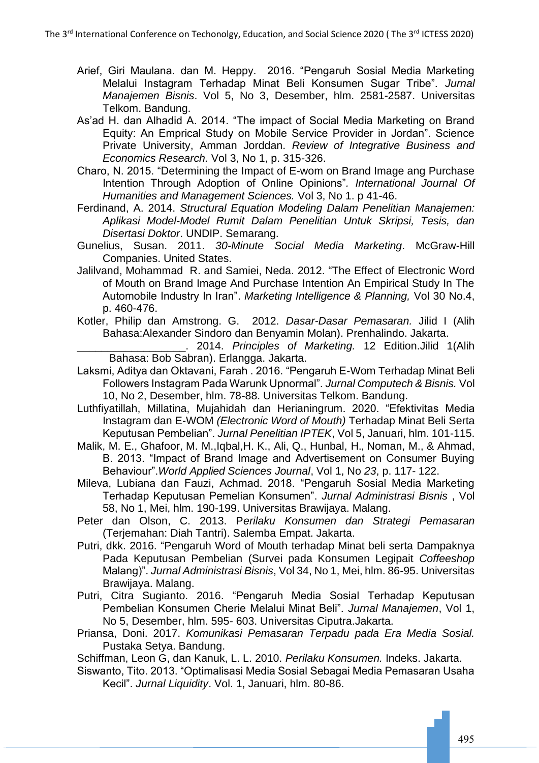Arief, Giri Maulana. dan M. Heppy. 2016. “Pengaruh Sosial Media Marketing Melalui Instagram Terhadap Minat Beli Konsumen Sugar Tribe”. *Jurnal Manajemen Bisnis*. Vol 5, No 3, Desember, hlm. 2581-2587. Universitas Telkom. Bandung.

As’ad H. dan Alhadid A. 2014. “The impact of Social Media Marketing on Brand Equity: An Emprical Study on Mobile Service Provider in Jordan”. Science Private University, Amman Jorddan. *Review of Integrative Business and Economics Research.* Vol 3, No 1, p. 315-326.

Charo, N. 2015. “Determining the Impact of E-wom on Brand Image ang Purchase Intention Through Adoption of Online Opinions”. *International Journal Of Humanities and Management Sciences.* Vol 3, No 1. p 41-46.

Ferdinand, A. 2014. *Structural Equation Modeling Dalam Penelitian Manajemen: Aplikasi Model-Model Rumit Dalam Penelitian Untuk Skripsi, Tesis, dan Disertasi Doktor*. UNDIP. Semarang.

Gunelius, Susan. 2011. *30-Minute Social Media Marketing*. McGraw-Hill Companies. United States.

Jalilvand, Mohammad R. and Samiei, Neda. 2012. “The Effect of Electronic Word of Mouth on Brand Image And Purchase Intention An Empirical Study In The Automobile Industry In Iran”. *Marketing Intelligence & Planning,* Vol 30 No.4, p. 460-476.

Kotler, Philip dan Amstrong. G. 2012. *Dasar-Dasar Pemasaran.* Jilid I (Alih Bahasa:Alexander Sindoro dan Benyamin Molan). Prenhalindo. Jakarta.

__________________. 2014. *Principles of Marketing.* 12 Edition.Jilid 1(Alih Bahasa: Bob Sabran). Erlangga. Jakarta.

Laksmi, Aditya dan Oktavani, Farah . 2016. “Pengaruh E-Wom Terhadap Minat Beli Followers Instagram Pada Warunk Upnormal”. *Jurnal Computech & Bisnis.* Vol 10, No 2, Desember, hlm. 78-88. Universitas Telkom. Bandung.

Luthfiyatillah, Millatina, Mujahidah dan Herianingrum. 2020. “Efektivitas Media Instagram dan E-WOM *(Electronic Word of Mouth)* Terhadap Minat Beli Serta Keputusan Pembelian”. *Jurnal Penelitian IPTEK*, Vol 5, Januari, hlm. 101-115.

Malik, M. E., Ghafoor, M. M.,Iqbal,H. K., Ali, Q., Hunbal, H., Noman, M., & Ahmad, B. 2013. “Impact of Brand Image and Advertisement on Consumer Buying Behaviour”.*World Applied Sciences Journal*, Vol 1, No *23*, p. 117- 122.

Mileva, Lubiana dan Fauzi, Achmad. 2018. “Pengaruh Sosial Media Marketing Terhadap Keputusan Pemelian Konsumen”. *Jurnal Administrasi Bisnis* , Vol 58, No 1, Mei, hlm. 190-199. Universitas Brawijaya. Malang.

Peter dan Olson, C. 2013. P*erilaku Konsumen dan Strategi Pemasaran* (Terjemahan: Diah Tantri). Salemba Empat. Jakarta.

Putri, dkk. 2016. “Pengaruh Word of Mouth terhadap Minat beli serta Dampaknya Pada Keputusan Pembelian (Survei pada Konsumen Legipait *Coffeeshop* Malang)”. *Jurnal Administrasi Bisnis*, Vol 34, No 1, Mei, hlm. 86-95. Universitas Brawijaya. Malang.

Putri, Citra Sugianto. 2016. “Pengaruh Media Sosial Terhadap Keputusan Pembelian Konsumen Cherie Melalui Minat Beli”. *Jurnal Manajemen*, Vol 1, No 5, Desember, hlm. 595- 603. Universitas Ciputra.Jakarta.

Priansa, Doni. 2017. *Komunikasi Pemasaran Terpadu pada Era Media Sosial.* Pustaka Setya. Bandung.

Schiffman, Leon G, dan Kanuk, L. L. 2010. *Perilaku Konsumen.* Indeks. Jakarta.

Siswanto, Tito. 2013. “Optimalisasi Media Sosial Sebagai Media Pemasaran Usaha Kecil”. *Jurnal Liquidity*. Vol. 1, Januari, hlm. 80-86.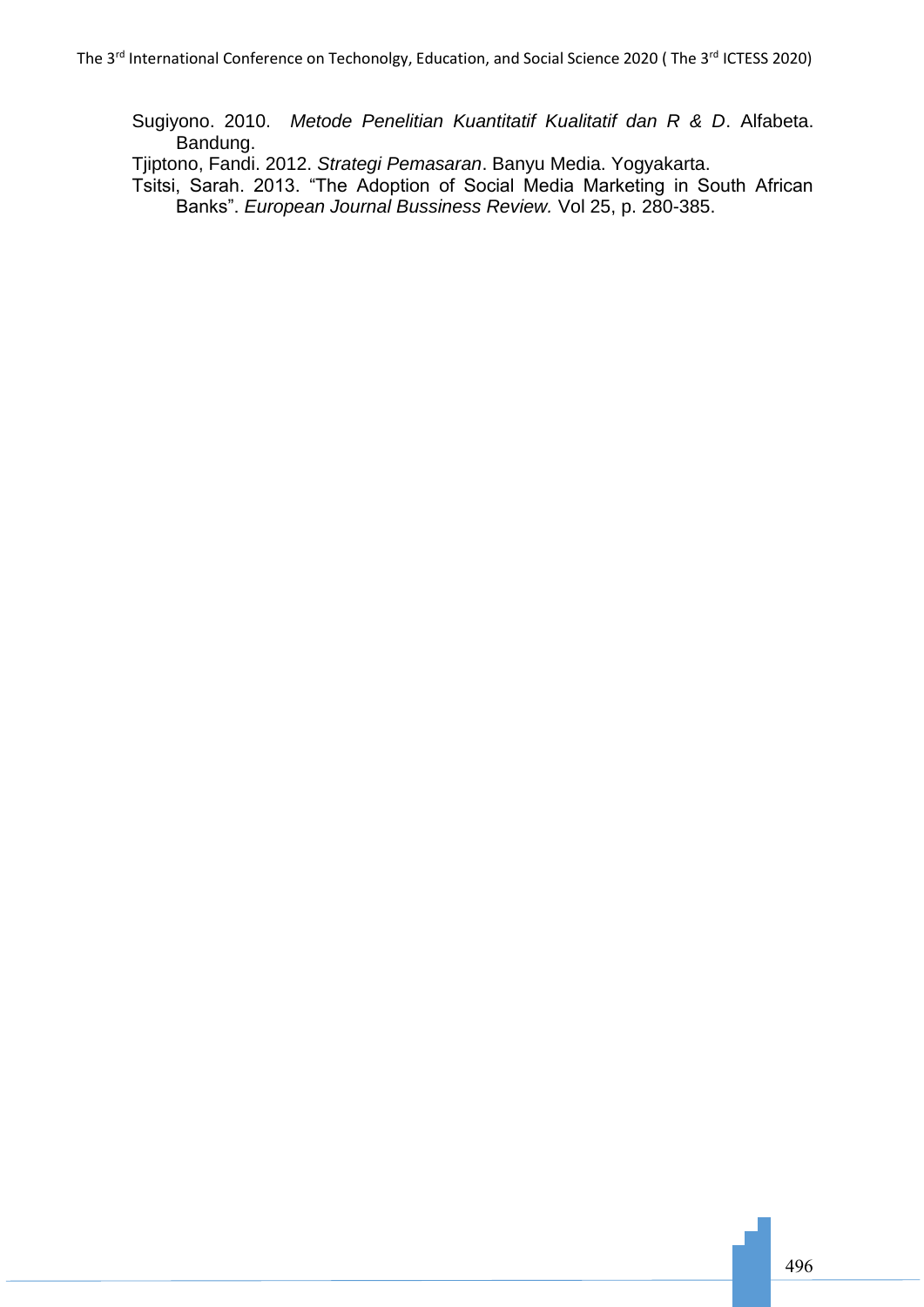Sugiyono. 2010. *Metode Penelitian Kuantitatif Kualitatif dan R & D*. Alfabeta. Bandung.

Tjiptono, Fandi. 2012. *Strategi Pemasaran*. Banyu Media. Yogyakarta.

Tsitsi, Sarah. 2013. "The Adoption of Social Media Marketing in South African Banks". *European Journal Bussiness Review.* Vol 25, p. 280-385.